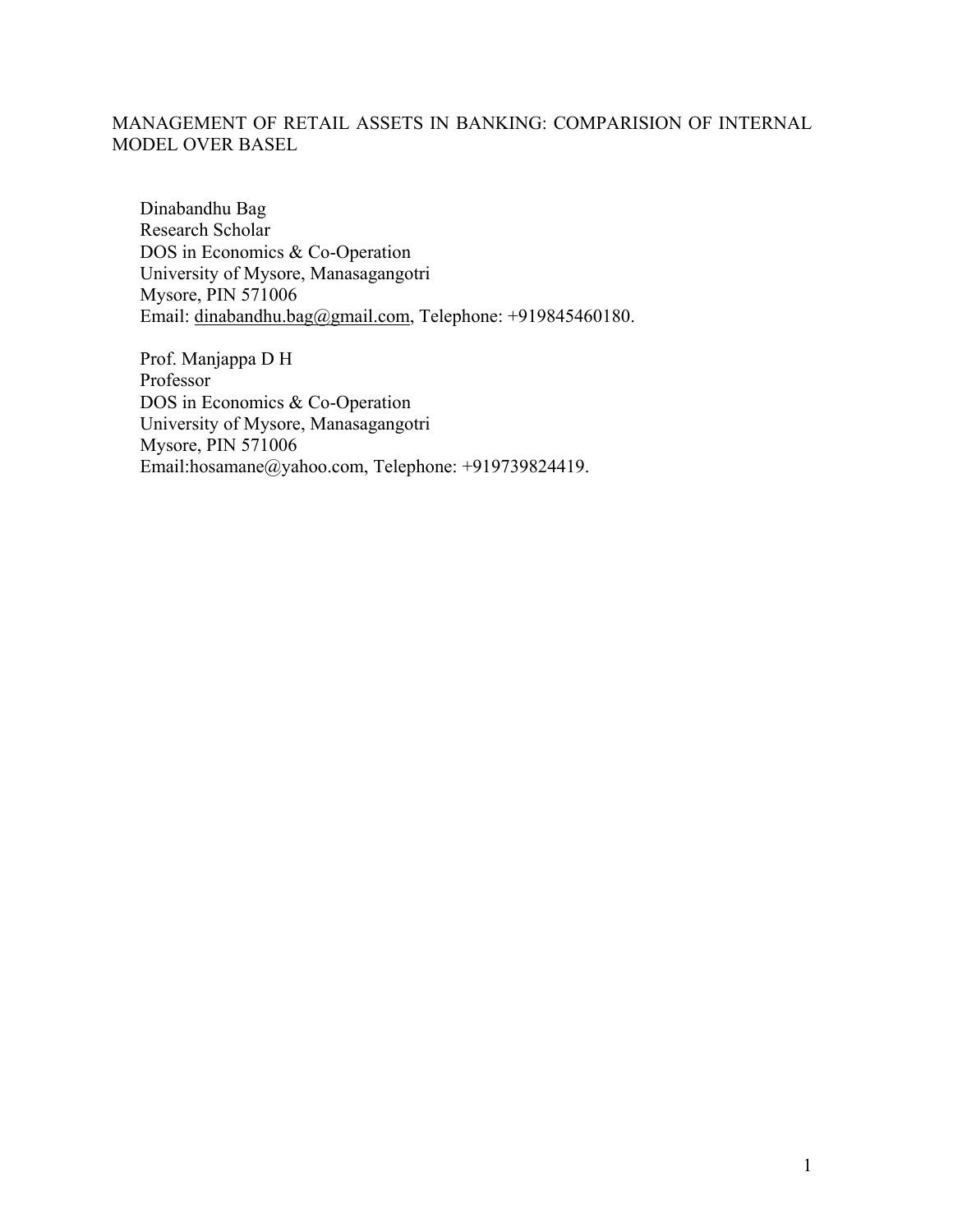# MANAGEMENT OF RETAIL ASSETS IN BANKING: COMPARISION OF INTERNAL MODEL OVER BASEL

Dinabandhu Bag
Research Scholar
DOS in Economics & Co-Operation
University of Mysore, Manasagangotri
Mysore, PIN 571006
Email: dinabandhu.bag@gmail.com, Telephone: +919845460180.

Prof. Manjappa D H
Professor
DOS in Economics & Co-Operation
University of Mysore, Manasagangotri
Mysore, PIN 571006
Email:hosamane@yahoo.com, Telephone: +919739824419.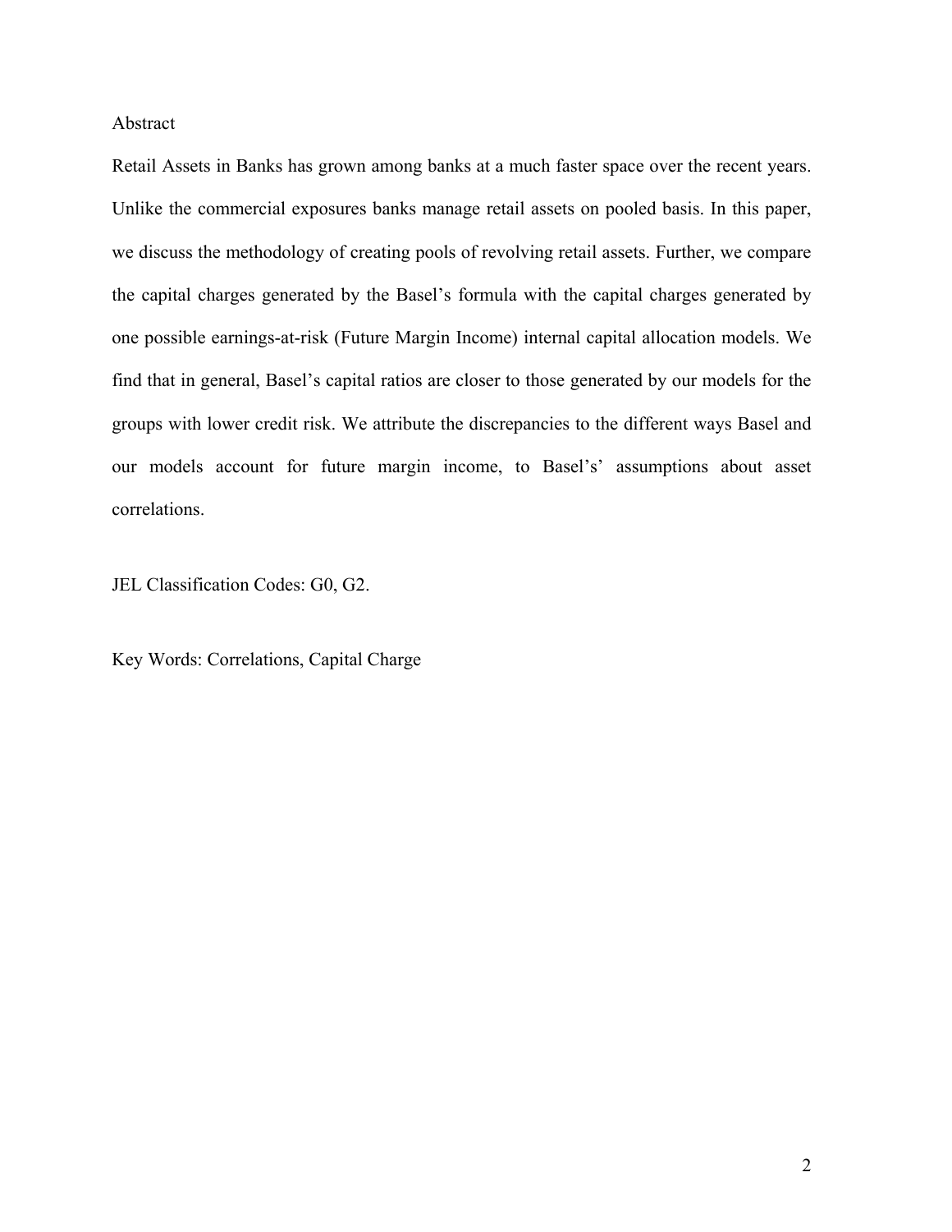## Abstract

Retail Assets in Banks has grown among banks at a much faster space over the recent years. Unlike the commercial exposures banks manage retail assets on pooled basis. In this paper, we discuss the methodology of creating pools of revolving retail assets. Further, we compare the capital charges generated by the Basel's formula with the capital charges generated by one possible earnings-at-risk (Future Margin Income) internal capital allocation models. We find that in general, Basel's capital ratios are closer to those generated by our models for the groups with lower credit risk. We attribute the discrepancies to the different ways Basel and our models account for future margin income, to Basel's' assumptions about asset correlations.

JEL Classification Codes: G0, G2.

Key Words: Correlations, Capital Charge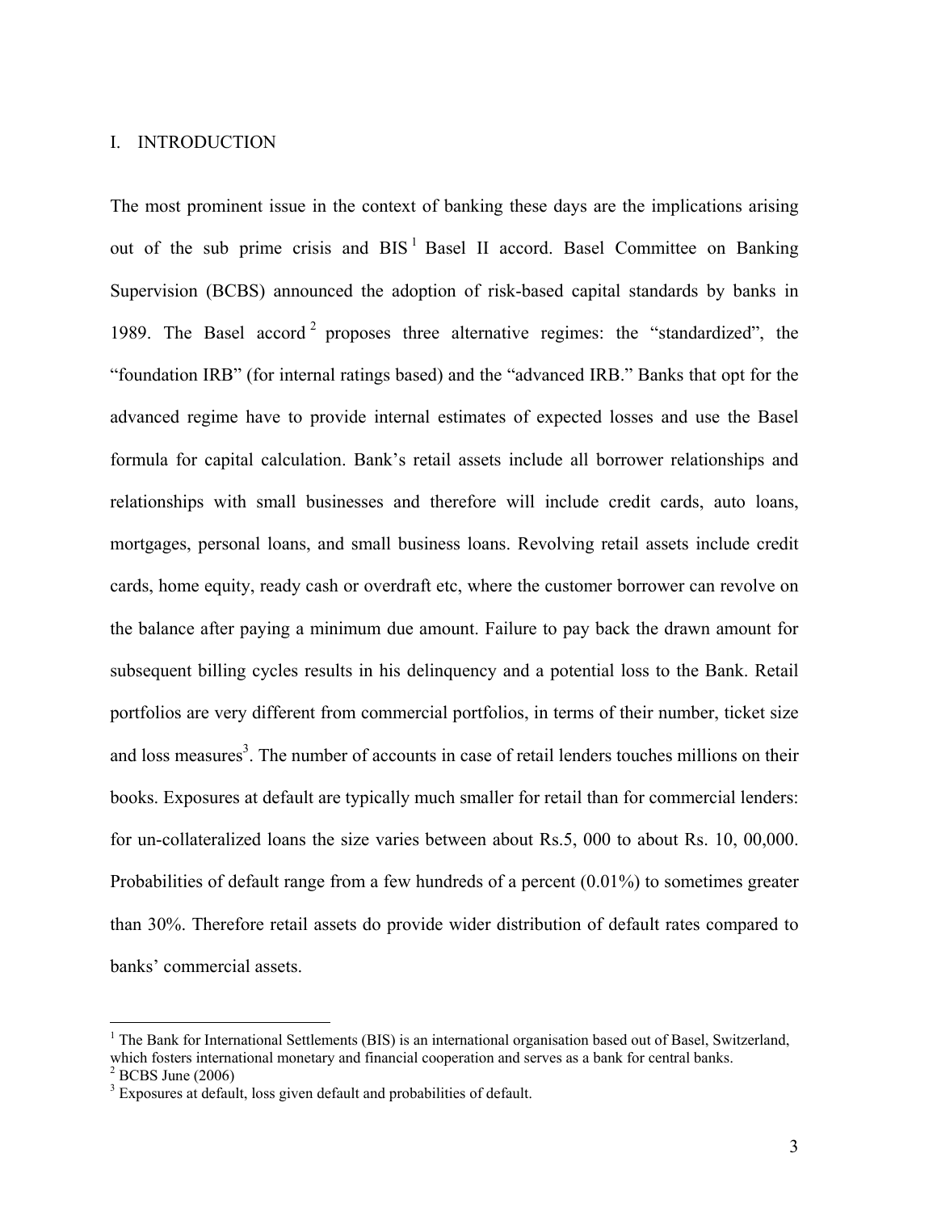## I. INTRODUCTION

The most prominent issue in the context of banking these days are the implications arising out of the sub prime crisis and BIS[1] Basel II accord. Basel Committee on Banking Supervision (BCBS) announced the adoption of risk-based capital standards by banks in 1989. The Basel accord[2] proposes three alternative regimes: the "standardized", the "foundation IRB" (for internal ratings based) and the "advanced IRB." Banks that opt for the advanced regime have to provide internal estimates of expected losses and use the Basel formula for capital calculation. Bank's retail assets include all borrower relationships and relationships with small businesses and therefore will include credit cards, auto loans, mortgages, personal loans, and small business loans. Revolving retail assets include credit cards, home equity, ready cash or overdraft etc, where the customer borrower can revolve on the balance after paying a minimum due amount. Failure to pay back the drawn amount for subsequent billing cycles results in his delinquency and a potential loss to the Bank. Retail portfolios are very different from commercial portfolios, in terms of their number, ticket size and loss measures[3]. The number of accounts in case of retail lenders touches millions on their books. Exposures at default are typically much smaller for retail than for commercial lenders: for un-collateralized loans the size varies between about Rs.5, 000 to about Rs. 10, 00,000. Probabilities of default range from a few hundreds of a percent (0.01%) to sometimes greater than 30%. Therefore retail assets do provide wider distribution of default rates compared to banks' commercial assets.

---

[1] The Bank for International Settlements (BIS) is an international organisation based out of Basel, Switzerland, which fosters international monetary and financial cooperation and serves as a bank for central banks.

[2] BCBS June (2006)

[3] Exposures at default, loss given default and probabilities of default.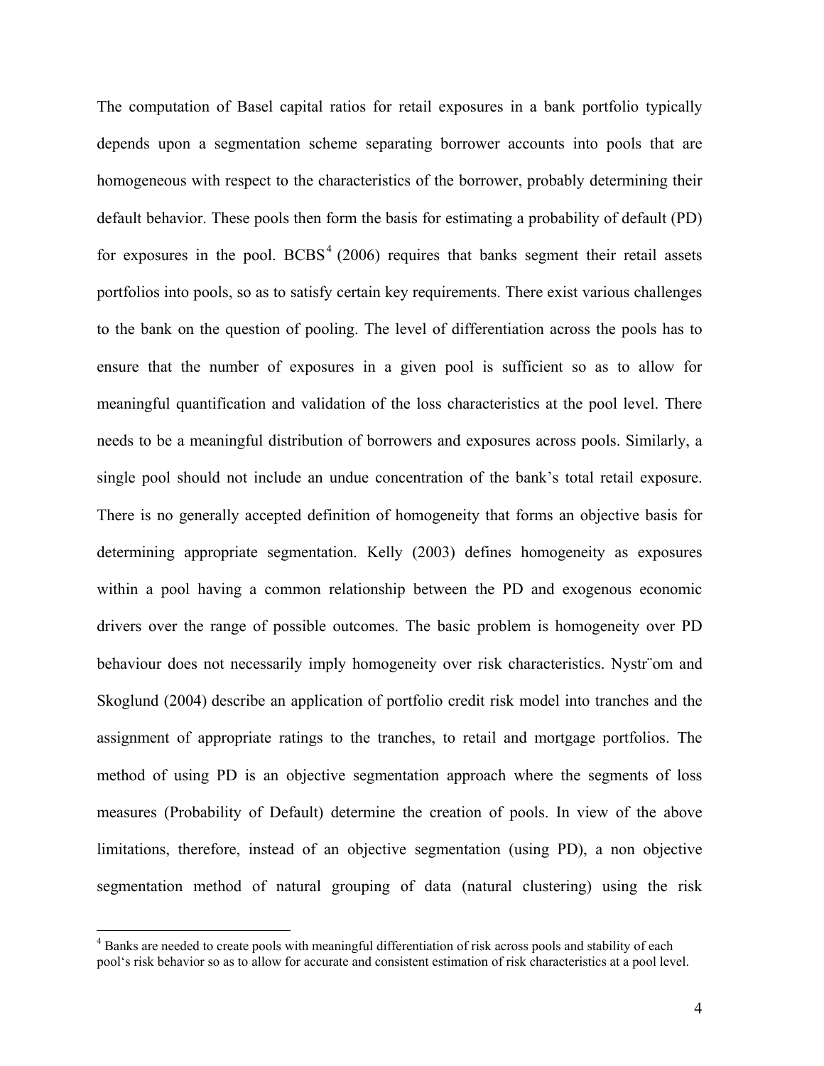The computation of Basel capital ratios for retail exposures in a bank portfolio typically depends upon a segmentation scheme separating borrower accounts into pools that are homogeneous with respect to the characteristics of the borrower, probably determining their default behavior. These pools then form the basis for estimating a probability of default (PD) for exposures in the pool. BCBS[4] (2006) requires that banks segment their retail assets portfolios into pools, so as to satisfy certain key requirements. There exist various challenges to the bank on the question of pooling. The level of differentiation across the pools has to ensure that the number of exposures in a given pool is sufficient so as to allow for meaningful quantification and validation of the loss characteristics at the pool level. There needs to be a meaningful distribution of borrowers and exposures across pools. Similarly, a single pool should not include an undue concentration of the bank's total retail exposure. There is no generally accepted definition of homogeneity that forms an objective basis for determining appropriate segmentation. Kelly (2003) defines homogeneity as exposures within a pool having a common relationship between the PD and exogenous economic drivers over the range of possible outcomes. The basic problem is homogeneity over PD behaviour does not necessarily imply homogeneity over risk characteristics. Nystr¨om and Skoglund (2004) describe an application of portfolio credit risk model into tranches and the assignment of appropriate ratings to the tranches, to retail and mortgage portfolios. The method of using PD is an objective segmentation approach where the segments of loss measures (Probability of Default) determine the creation of pools. In view of the above limitations, therefore, instead of an objective segmentation (using PD), a non objective segmentation method of natural grouping of data (natural clustering) using the risk

[4] Banks are needed to create pools with meaningful differentiation of risk across pools and stability of each pool's risk behavior so as to allow for accurate and consistent estimation of risk characteristics at a pool level.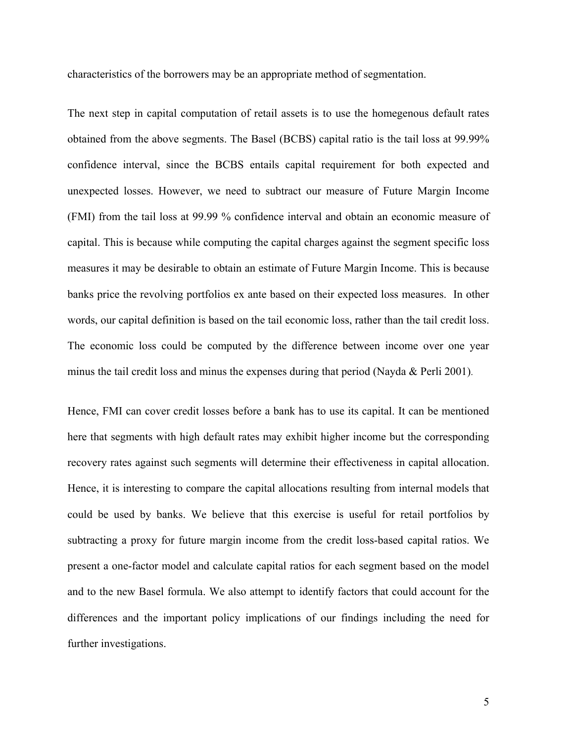characteristics of the borrowers may be an appropriate method of segmentation.

The next step in capital computation of retail assets is to use the homegenous default rates obtained from the above segments. The Basel (BCBS) capital ratio is the tail loss at 99.99% confidence interval, since the BCBS entails capital requirement for both expected and unexpected losses. However, we need to subtract our measure of Future Margin Income (FMI) from the tail loss at 99.99 % confidence interval and obtain an economic measure of capital. This is because while computing the capital charges against the segment specific loss measures it may be desirable to obtain an estimate of Future Margin Income. This is because banks price the revolving portfolios ex ante based on their expected loss measures. In other words, our capital definition is based on the tail economic loss, rather than the tail credit loss. The economic loss could be computed by the difference between income over one year minus the tail credit loss and minus the expenses during that period (Nayda & Perli 2001).

Hence, FMI can cover credit losses before a bank has to use its capital. It can be mentioned here that segments with high default rates may exhibit higher income but the corresponding recovery rates against such segments will determine their effectiveness in capital allocation. Hence, it is interesting to compare the capital allocations resulting from internal models that could be used by banks. We believe that this exercise is useful for retail portfolios by subtracting a proxy for future margin income from the credit loss-based capital ratios. We present a one-factor model and calculate capital ratios for each segment based on the model and to the new Basel formula. We also attempt to identify factors that could account for the differences and the important policy implications of our findings including the need for further investigations.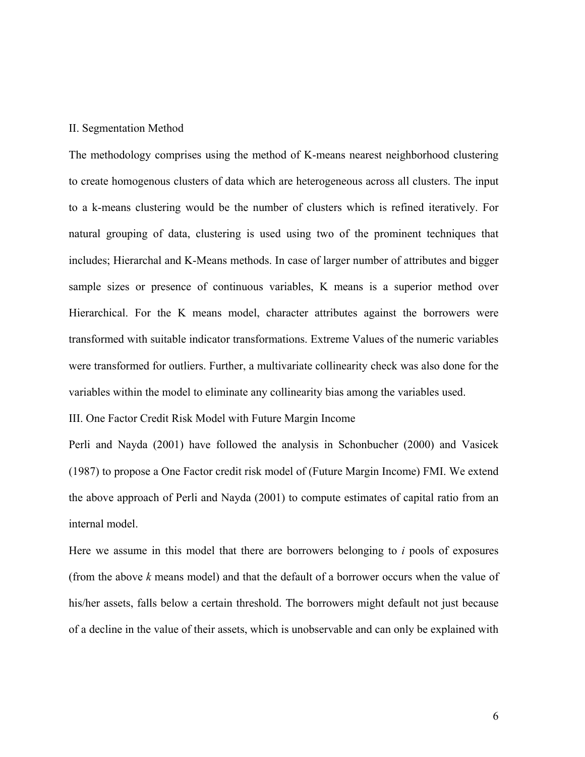## II. Segmentation Method

The methodology comprises using the method of K-means nearest neighborhood clustering to create homogenous clusters of data which are heterogeneous across all clusters. The input to a k-means clustering would be the number of clusters which is refined iteratively. For natural grouping of data, clustering is used using two of the prominent techniques that includes; Hierarchal and K-Means methods. In case of larger number of attributes and bigger sample sizes or presence of continuous variables, K means is a superior method over Hierarchical. For the K means model, character attributes against the borrowers were transformed with suitable indicator transformations. Extreme Values of the numeric variables were transformed for outliers. Further, a multivariate collinearity check was also done for the variables within the model to eliminate any collinearity bias among the variables used.

## III. One Factor Credit Risk Model with Future Margin Income

Perli and Nayda (2001) have followed the analysis in Schonbucher (2000) and Vasicek (1987) to propose a One Factor credit risk model of (Future Margin Income) FMI. We extend the above approach of Perli and Nayda (2001) to compute estimates of capital ratio from an internal model.

Here we assume in this model that there are borrowers belonging to $i$ pools of exposures (from the above $k$ means model) and that the default of a borrower occurs when the value of his/her assets, falls below a certain threshold. The borrowers might default not just because of a decline in the value of their assets, which is unobservable and can only be explained with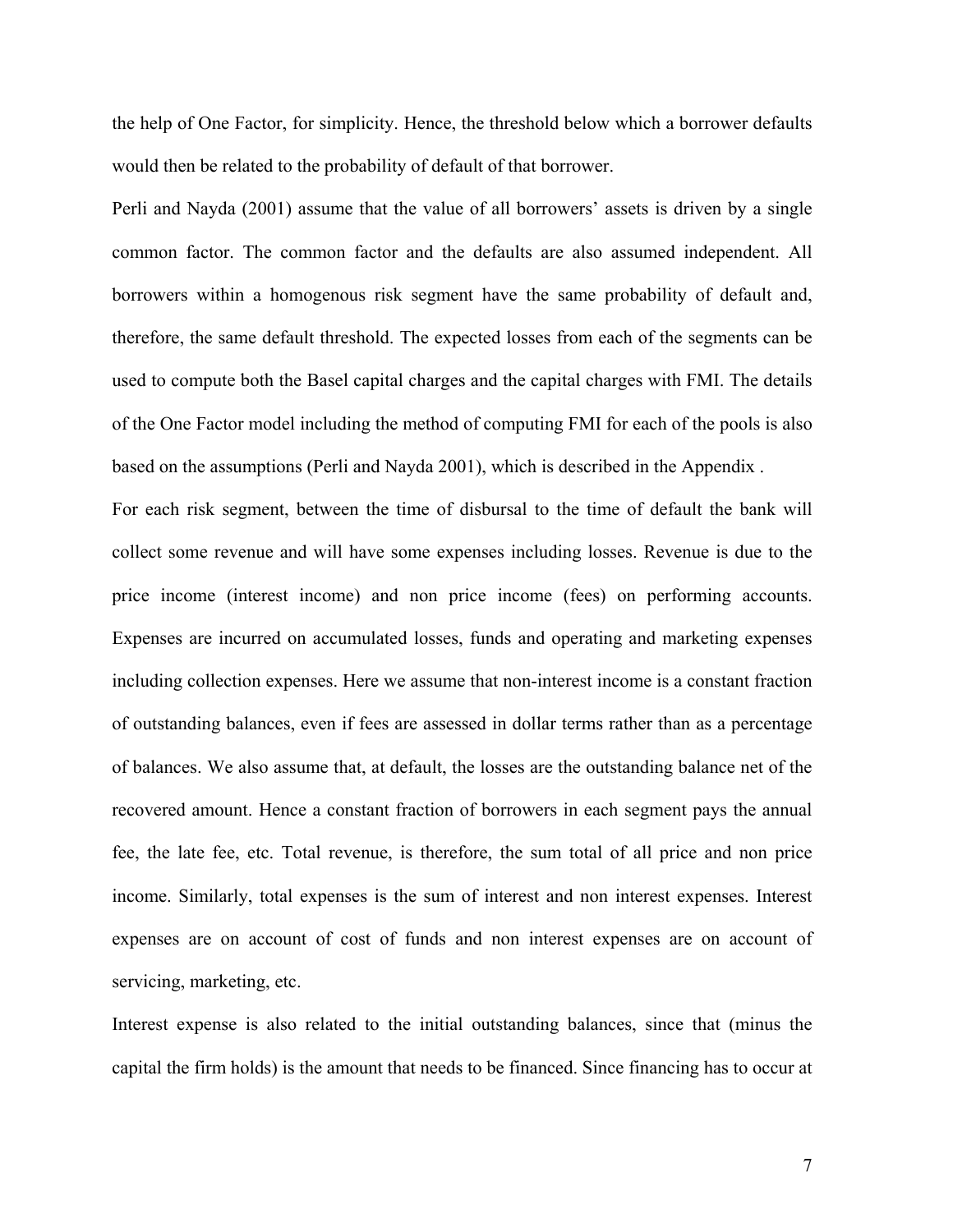the help of One Factor, for simplicity. Hence, the threshold below which a borrower defaults would then be related to the probability of default of that borrower.

Perli and Nayda (2001) assume that the value of all borrowers' assets is driven by a single common factor. The common factor and the defaults are also assumed independent. All borrowers within a homogenous risk segment have the same probability of default and, therefore, the same default threshold. The expected losses from each of the segments can be used to compute both the Basel capital charges and the capital charges with FMI. The details of the One Factor model including the method of computing FMI for each of the pools is also based on the assumptions (Perli and Nayda 2001), which is described in the Appendix .

For each risk segment, between the time of disbursal to the time of default the bank will collect some revenue and will have some expenses including losses. Revenue is due to the price income (interest income) and non price income (fees) on performing accounts. Expenses are incurred on accumulated losses, funds and operating and marketing expenses including collection expenses. Here we assume that non-interest income is a constant fraction of outstanding balances, even if fees are assessed in dollar terms rather than as a percentage of balances. We also assume that, at default, the losses are the outstanding balance net of the recovered amount. Hence a constant fraction of borrowers in each segment pays the annual fee, the late fee, etc. Total revenue, is therefore, the sum total of all price and non price income. Similarly, total expenses is the sum of interest and non interest expenses. Interest expenses are on account of cost of funds and non interest expenses are on account of servicing, marketing, etc.

Interest expense is also related to the initial outstanding balances, since that (minus the capital the firm holds) is the amount that needs to be financed. Since financing has to occur at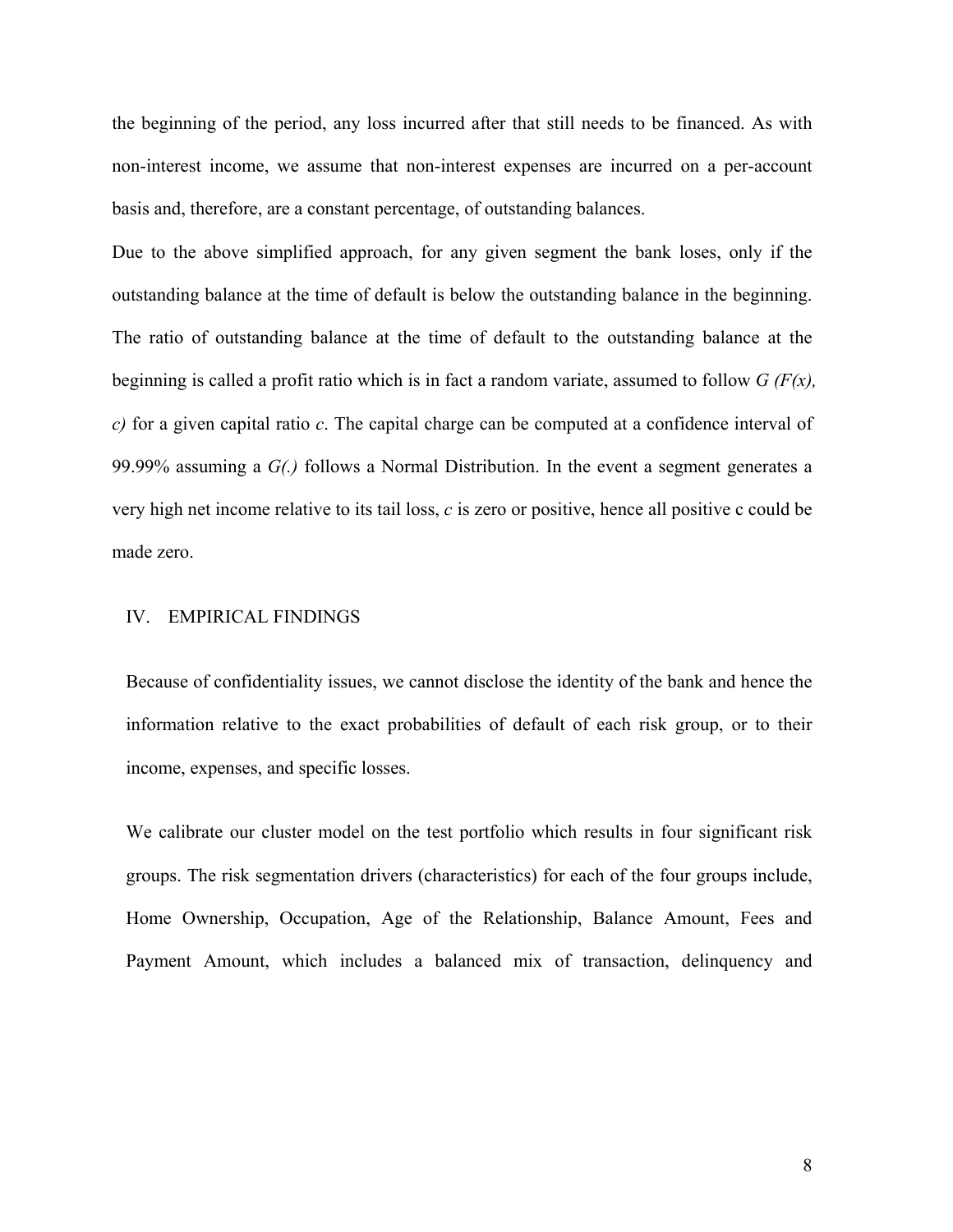the beginning of the period, any loss incurred after that still needs to be financed. As with non-interest income, we assume that non-interest expenses are incurred on a per-account basis and, therefore, are a constant percentage, of outstanding balances.

Due to the above simplified approach, for any given segment the bank loses, only if the outstanding balance at the time of default is below the outstanding balance in the beginning. The ratio of outstanding balance at the time of default to the outstanding balance at the beginning is called a profit ratio which is in fact a random variate, assumed to follow $G(F(x), c)$ for a given capital ratio $c$. The capital charge can be computed at a confidence interval of 99.99% assuming a $G(.)$ follows a Normal Distribution. In the event a segment generates a very high net income relative to its tail loss, $c$ is zero or positive, hence all positive c could be made zero.

## IV. EMPIRICAL FINDINGS

Because of confidentiality issues, we cannot disclose the identity of the bank and hence the information relative to the exact probabilities of default of each risk group, or to their income, expenses, and specific losses.

We calibrate our cluster model on the test portfolio which results in four significant risk groups. The risk segmentation drivers (characteristics) for each of the four groups include, Home Ownership, Occupation, Age of the Relationship, Balance Amount, Fees and Payment Amount, which includes a balanced mix of transaction, delinquency and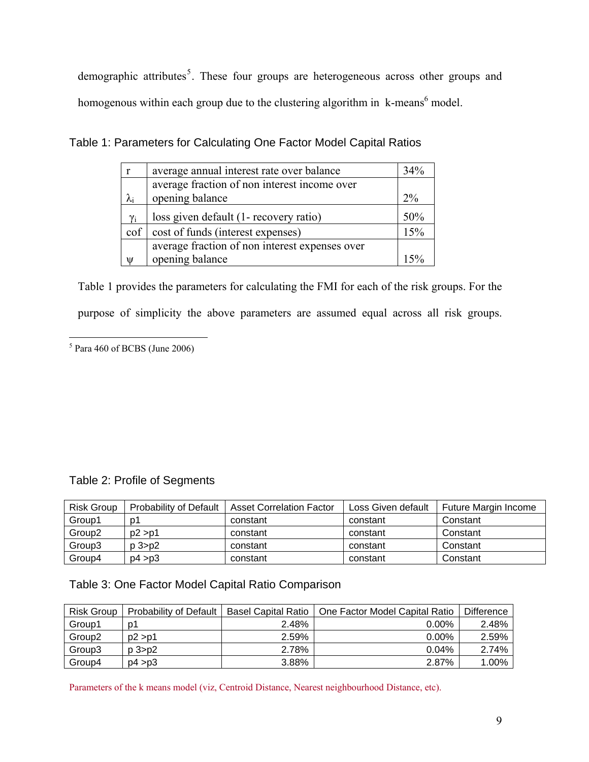demographic attributes[5]. These four groups are heterogeneous across other groups and homogenous within each group due to the clustering algorithm in k-means[6] model.

Table 1: Parameters for Calculating One Factor Model Capital Ratios

| | | |
|---|---|---|
| r | average annual interest rate over balance | 34% |
| $\lambda_i$ | average fraction of non interest income over opening balance | 2% |
| $\gamma_i$ | loss given default (1- recovery ratio) | 50% |
| cof | cost of funds (interest expenses) | 15% |
| $\psi$ | average fraction of non interest expenses over opening balance | 15% |

Table 1 provides the parameters for calculating the FMI for each of the risk groups. For the purpose of simplicity the above parameters are assumed equal across all risk groups.

[5] Para 460 of BCBS (June 2006)

Table 2: Profile of Segments

| Risk Group | Probability of Default | Asset Correlation Factor | Loss Given default | Future Margin Income |
|---|---|---|---|---|
| Group1 | p1 | constant | constant | Constant |
| Group2 | p2 >p1 | constant | constant | Constant |
| Group3 | p 3>p2 | constant | constant | Constant |
| Group4 | p4 >p3 | constant | constant | Constant |

Table 3: One Factor Model Capital Ratio Comparison

| Risk Group | Probability of Default | Basel Capital Ratio | One Factor Model Capital Ratio | Difference |
|---|---|---|---|---|
| Group1 | p1 | 2.48% | 0.00% | 2.48% |
| Group2 | p2 >p1 | 2.59% | 0.00% | 2.59% |
| Group3 | p 3>p2 | 2.78% | 0.04% | 2.74% |
| Group4 | p4 >p3 | 3.88% | 2.87% | 1.00% |

Parameters of the k means model (viz, Centroid Distance, Nearest neighbourhood Distance, etc).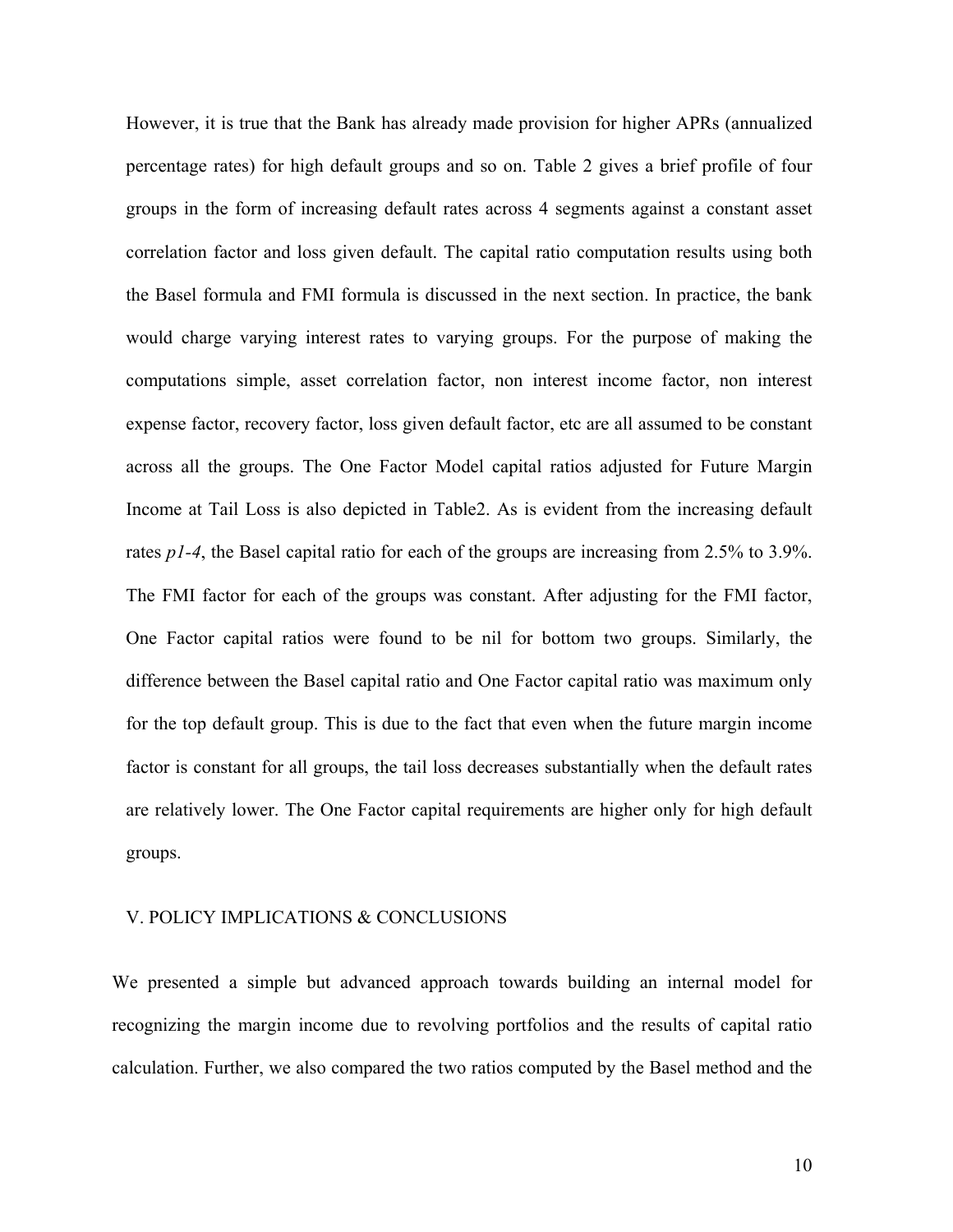However, it is true that the Bank has already made provision for higher APRs (annualized percentage rates) for high default groups and so on. Table 2 gives a brief profile of four groups in the form of increasing default rates across 4 segments against a constant asset correlation factor and loss given default. The capital ratio computation results using both the Basel formula and FMI formula is discussed in the next section. In practice, the bank would charge varying interest rates to varying groups. For the purpose of making the computations simple, asset correlation factor, non interest income factor, non interest expense factor, recovery factor, loss given default factor, etc are all assumed to be constant across all the groups. The One Factor Model capital ratios adjusted for Future Margin Income at Tail Loss is also depicted in Table2. As is evident from the increasing default rates *p1-4*, the Basel capital ratio for each of the groups are increasing from 2.5% to 3.9%. The FMI factor for each of the groups was constant. After adjusting for the FMI factor, One Factor capital ratios were found to be nil for bottom two groups. Similarly, the difference between the Basel capital ratio and One Factor capital ratio was maximum only for the top default group. This is due to the fact that even when the future margin income factor is constant for all groups, the tail loss decreases substantially when the default rates are relatively lower. The One Factor capital requirements are higher only for high default groups.

## V. POLICY IMPLICATIONS & CONCLUSIONS

We presented a simple but advanced approach towards building an internal model for recognizing the margin income due to revolving portfolios and the results of capital ratio calculation. Further, we also compared the two ratios computed by the Basel method and the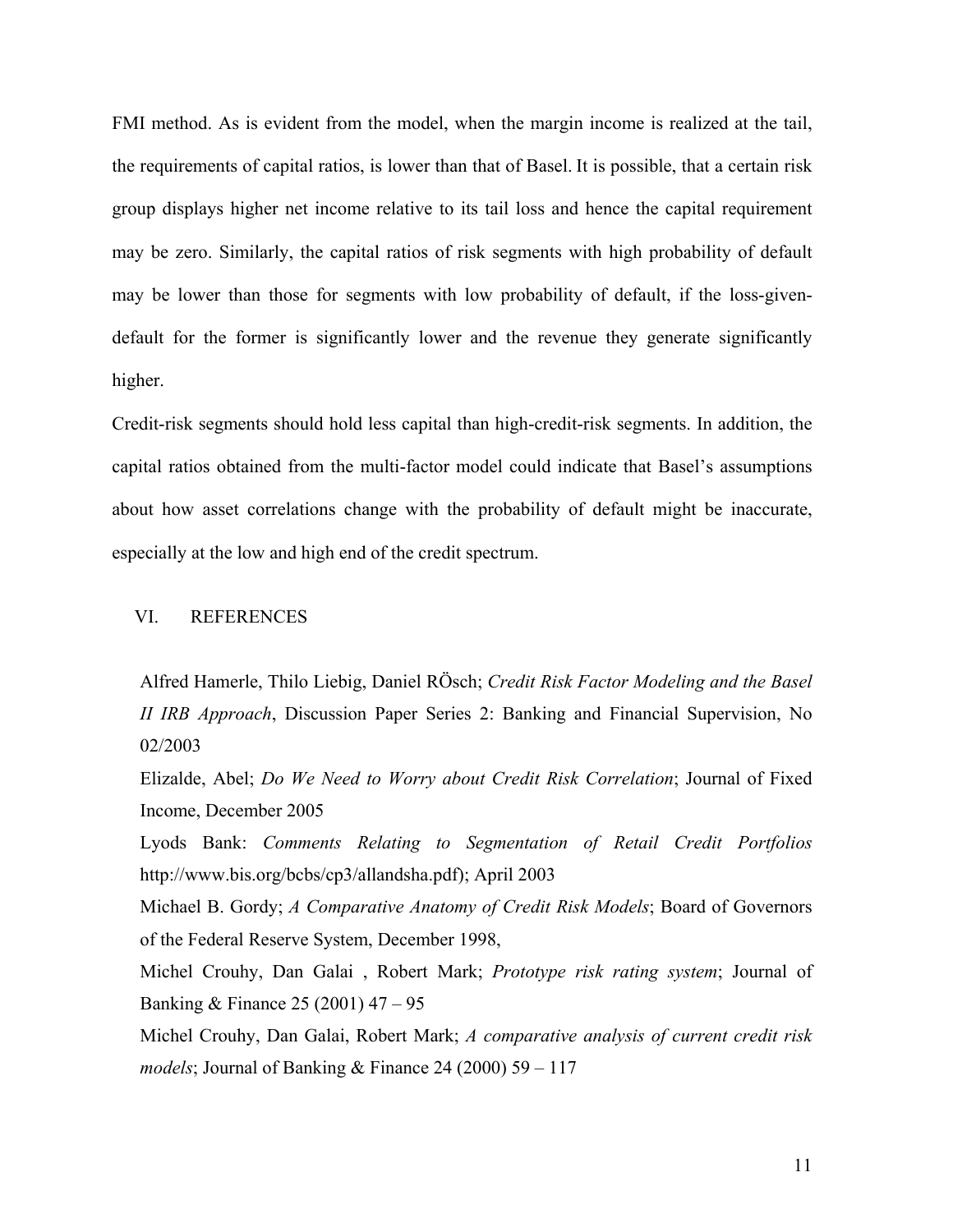FMI method. As is evident from the model, when the margin income is realized at the tail, the requirements of capital ratios, is lower than that of Basel. It is possible, that a certain risk group displays higher net income relative to its tail loss and hence the capital requirement may be zero. Similarly, the capital ratios of risk segments with high probability of default may be lower than those for segments with low probability of default, if the loss-given-default for the former is significantly lower and the revenue they generate significantly higher.

Credit-risk segments should hold less capital than high-credit-risk segments. In addition, the capital ratios obtained from the multi-factor model could indicate that Basel's assumptions about how asset correlations change with the probability of default might be inaccurate, especially at the low and high end of the credit spectrum.

## VI. REFERENCES

Alfred Hamerle, Thilo Liebig, Daniel RÖsch; *Credit Risk Factor Modeling and the Basel II IRB Approach*, Discussion Paper Series 2: Banking and Financial Supervision, No 02/2003

Elizalde, Abel; *Do We Need to Worry about Credit Risk Correlation*; Journal of Fixed Income, December 2005

Lyods Bank: *Comments Relating to Segmentation of Retail Credit Portfolios* http://www.bis.org/bcbs/cp3/allandsha.pdf); April 2003

Michael B. Gordy; *A Comparative Anatomy of Credit Risk Models*; Board of Governors of the Federal Reserve System, December 1998,

Michel Crouhy, Dan Galai , Robert Mark; *Prototype risk rating system*; Journal of Banking & Finance 25 (2001) 47 – 95

Michel Crouhy, Dan Galai, Robert Mark; *A comparative analysis of current credit risk models*; Journal of Banking & Finance 24 (2000) 59 – 117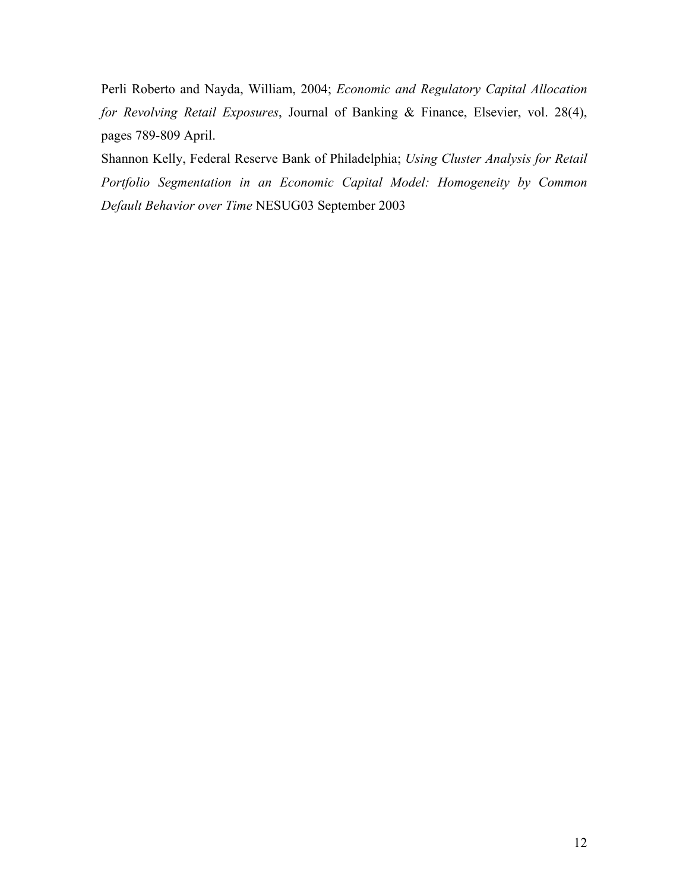Perli Roberto and Nayda, William, 2004; *Economic and Regulatory Capital Allocation for Revolving Retail Exposures*, Journal of Banking & Finance, Elsevier, vol. 28(4), pages 789-809 April.

Shannon Kelly, Federal Reserve Bank of Philadelphia; *Using Cluster Analysis for Retail Portfolio Segmentation in an Economic Capital Model: Homogeneity by Common Default Behavior over Time* NESUG03 September 2003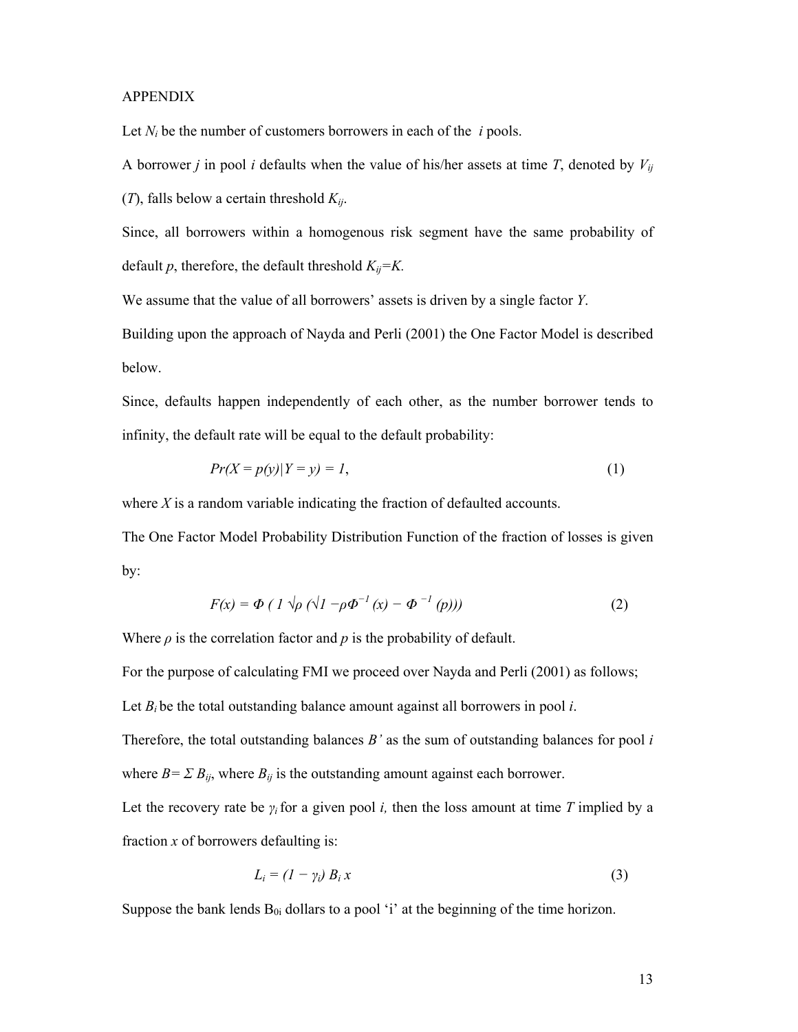APPENDIX

Let $N_i$ be the number of customers borrowers in each of the $i$ pools.

A borrower $j$ in pool $i$ defaults when the value of his/her assets at time $T$, denoted by $V_{ij}$ ($T$), falls below a certain threshold $K_{ij}$.

Since, all borrowers within a homogenous risk segment have the same probability of default $p$, therefore, the default threshold $K_{ij}=K$.

We assume that the value of all borrowers' assets is driven by a single factor $Y$.

Building upon the approach of Nayda and Perli (2001) the One Factor Model is described below.

Since, defaults happen independently of each other, as the number borrower tends to infinity, the default rate will be equal to the default probability:

$$Pr(X = p(y)|Y = y) = 1, \tag{1}$$

where $X$ is a random variable indicating the fraction of defaulted accounts.

The One Factor Model Probability Distribution Function of the fraction of losses is given by:

$$F(x) = \Phi\left( 1 \sqrt{\rho} \left(\sqrt{1 - \rho}\Phi^{-1}(x) - \Phi^{-1}(p)\right)\right) \tag{2}$$

Where $\rho$ is the correlation factor and $p$ is the probability of default.

For the purpose of calculating FMI we proceed over Nayda and Perli (2001) as follows;

Let $B_i$ be the total outstanding balance amount against all borrowers in pool $i$.

Therefore, the total outstanding balances $B'$ as the sum of outstanding balances for pool $i$ where $B= \Sigma B_{ij}$, where $B_{ij}$ is the outstanding amount against each borrower.

Let the recovery rate be $\gamma_i$ for a given pool $i$, then the loss amount at time $T$ implied by a fraction $x$ of borrowers defaulting is:

$$L_i = (1 - \gamma_i) B_i x \tag{3}$$

Suppose the bank lends $B_{0i}$ dollars to a pool 'i' at the beginning of the time horizon.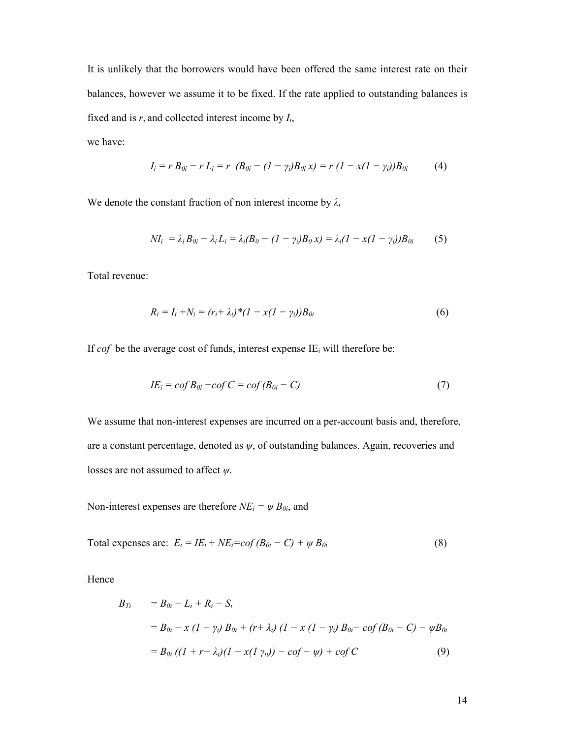It is unlikely that the borrowers would have been offered the same interest rate on their balances, however we assume it to be fixed. If the rate applied to outstanding balances is fixed and is $r$, and collected interest income by $I_i$,

we have:

$$I_i = r\,B_{0i} - r\,L_i = r\ \ (B_{0i} - (1 - \gamma_i)B_{0i}\,x) = r\,(1 - x(1 - \gamma_i))B_{0i} \qquad (4)$$

We denote the constant fraction of non interest income by $\lambda_i$

$$NI_i\ = \lambda_i\,B_{0i} - \lambda_i\,L_i = \lambda_i(B_0 - (1 - \gamma_i)B_0\,x) = \lambda_i(1 - x(1 - \gamma_i))B_{0i} \qquad (5)$$

Total revenue:

$$R_i = I_i + N_i = (r_i + \lambda_i)*(1 - x(1 - \gamma_i))B_{0i} \qquad (6)$$

If $cof$ be the average cost of funds, interest expense $IE_i$ will therefore be:

$$IE_i = cof\,B_{0i} - cof\,C = cof\,(B_{0i} - C) \qquad (7)$$

We assume that non-interest expenses are incurred on a per-account basis and, therefore, are a constant percentage, denoted as $\psi$, of outstanding balances. Again, recoveries and losses are not assumed to affect $\psi$.

Non-interest expenses are therefore $NE_i = \psi\,B_{0i}$, and

Total expenses are: $E_i = IE_i + NE_i = cof\,(B_{0i} - C) + \psi\,B_{0i}$ $\qquad (8)$

Hence

$$\begin{aligned}
B_{Ti} &= B_{0i} - L_i + R_i - S_i \\
&= B_{0i} - x\,(1 - \gamma_i)\,B_{0i} + (r + \lambda_i)\,(1 - x\,(1 - \gamma_i)\,B_{0i} - cof\,(B_{0i} - C) - \psi B_{0i} \\
&= B_{0i}\,((1 + r + \lambda_i)(1 - x(1\ \gamma_{ii})) - cof - \psi) + cof\,C \qquad (9)
\end{aligned}$$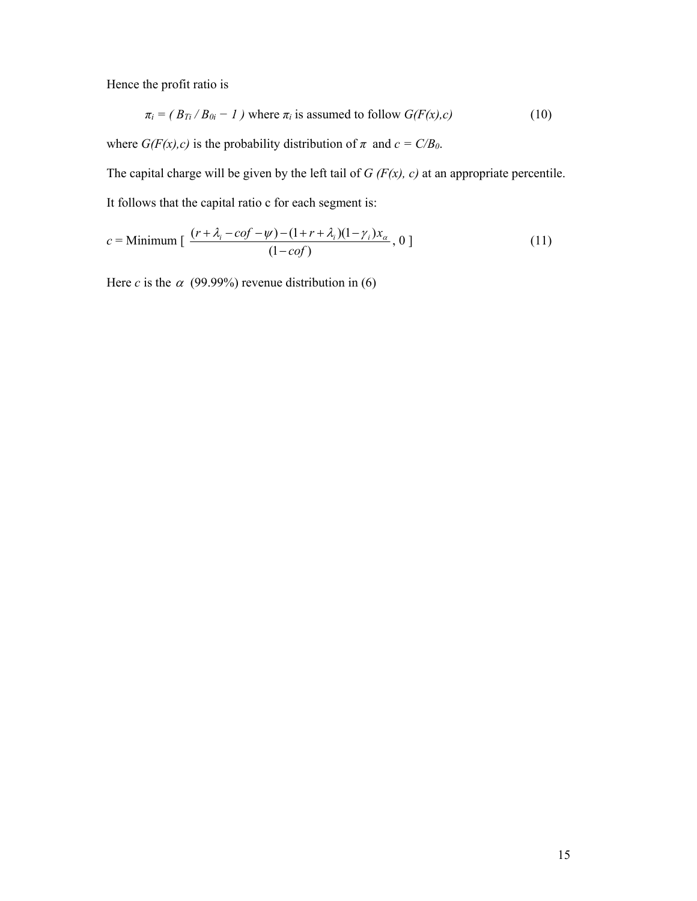Hence the profit ratio is

$$\pi_i = ( B_{Ti} / B_{0i} - 1 ) \text{ where } \pi_i \text{ is assumed to follow } G(F(x),c) \tag{10}$$

where $G(F(x),c)$ is the probability distribution of $\pi$ and $c = C/B_0$.

The capital charge will be given by the left tail of $G(F(x), c)$ at an appropriate percentile.

It follows that the capital ratio c for each segment is:

$$c = \text{Minimum} \left[ \frac{(r + \lambda_i - cof - \psi) - (1 + r + \lambda_i)(1 - \gamma_i)x_\alpha}{(1 - cof)}, 0 \right] \tag{11}$$

Here $c$ is the $\alpha$ (99.99%) revenue distribution in (6)